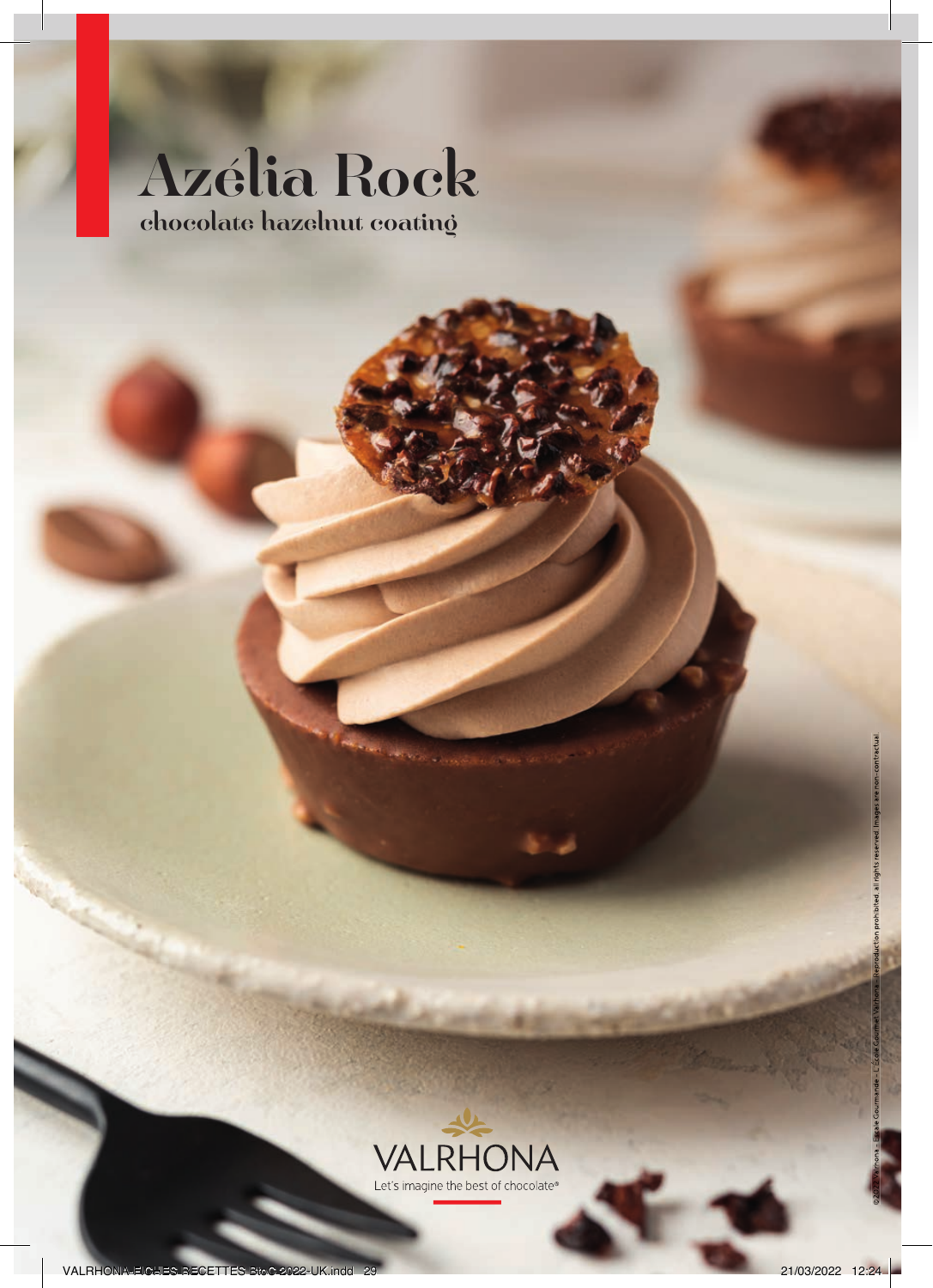# Azélia Rock

## chocolate hazelnut coating

VALRHONA

Let's imagine the best of chocolate®

©2022 Valrhona – L'École Gourmet Valrhona – Reproduction prohibited, all rights reserved. Images are non-contractual.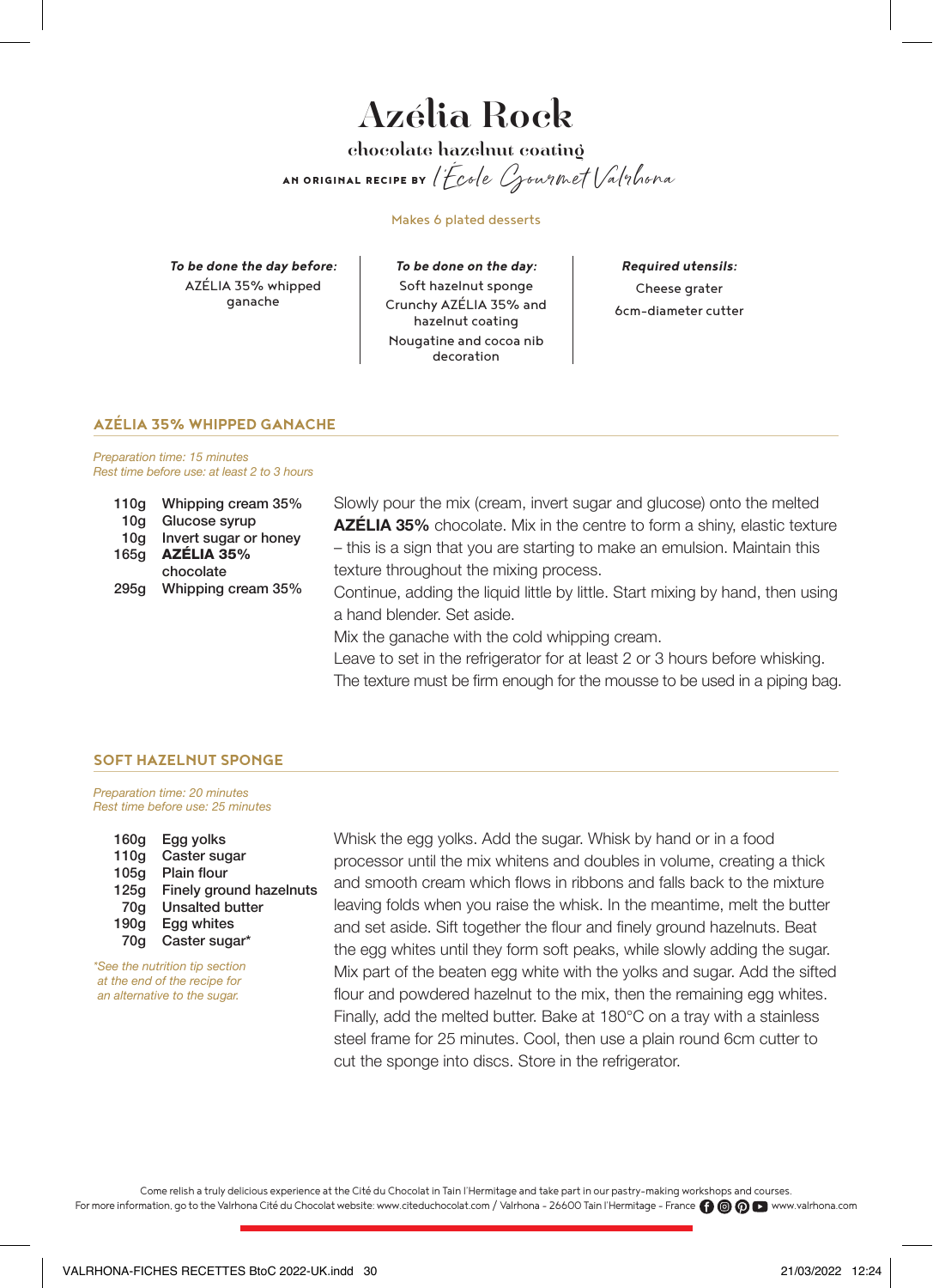# Azélia Rock

## chocolate hazelnut coating

AN ORIGINAL RECIPE BY l'École Gourmet Valrhona

Makes 6 plated desserts

***To be done the day before:***
AZÉLIA 35% whipped ganache

***To be done on the day:***
Soft hazelnut sponge
Crunchy AZÉLIA 35% and hazelnut coating
Nougatine and cocoa nib decoration

***Required utensils:***
Cheese grater
6cm-diameter cutter

## AZÉLIA 35% WHIPPED GANACHE

*Preparation time: 15 minutes*
*Rest time before use: at least 2 to 3 hours*

- 110g Whipping cream 35%
- 10g Glucose syrup
- 10g Invert sugar or honey
- 165g **AZÉLIA 35%** chocolate
- 295g Whipping cream 35%

Slowly pour the mix (cream, invert sugar and glucose) onto the melted **AZÉLIA 35%** chocolate. Mix in the centre to form a shiny, elastic texture – this is a sign that you are starting to make an emulsion. Maintain this texture throughout the mixing process.
Continue, adding the liquid little by little. Start mixing by hand, then using a hand blender. Set aside.
Mix the ganache with the cold whipping cream.
Leave to set in the refrigerator for at least 2 or 3 hours before whisking.
The texture must be firm enough for the mousse to be used in a piping bag.

## SOFT HAZELNUT SPONGE

*Preparation time: 20 minutes*
*Rest time before use: 25 minutes*

- 160g Egg yolks
- 110g Caster sugar
- 105g Plain flour
- 125g Finely ground hazelnuts
- 70g Unsalted butter
- 190g Egg whites
- 70g Caster sugar*

**See the nutrition tip section at the end of the recipe for an alternative to the sugar.*

Whisk the egg yolks. Add the sugar. Whisk by hand or in a food processor until the mix whitens and doubles in volume, creating a thick and smooth cream which flows in ribbons and falls back to the mixture leaving folds when you raise the whisk. In the meantime, melt the butter and set aside. Sift together the flour and finely ground hazelnuts. Beat the egg whites until they form soft peaks, while slowly adding the sugar. Mix part of the beaten egg white with the yolks and sugar. Add the sifted flour and powdered hazelnut to the mix, then the remaining egg whites. Finally, add the melted butter. Bake at 180°C on a tray with a stainless steel frame for 25 minutes. Cool, then use a plain round 6cm cutter to cut the sponge into discs. Store in the refrigerator.

Come relish a truly delicious experience at the Cité du Chocolat in Tain l'Hermitage and take part in our pastry-making workshops and courses.
For more information, go to the Valrhona Cité du Chocolat website: www.citeduchocolat.com / Valrhona - 26600 Tain l'Hermitage - France www.valrhona.com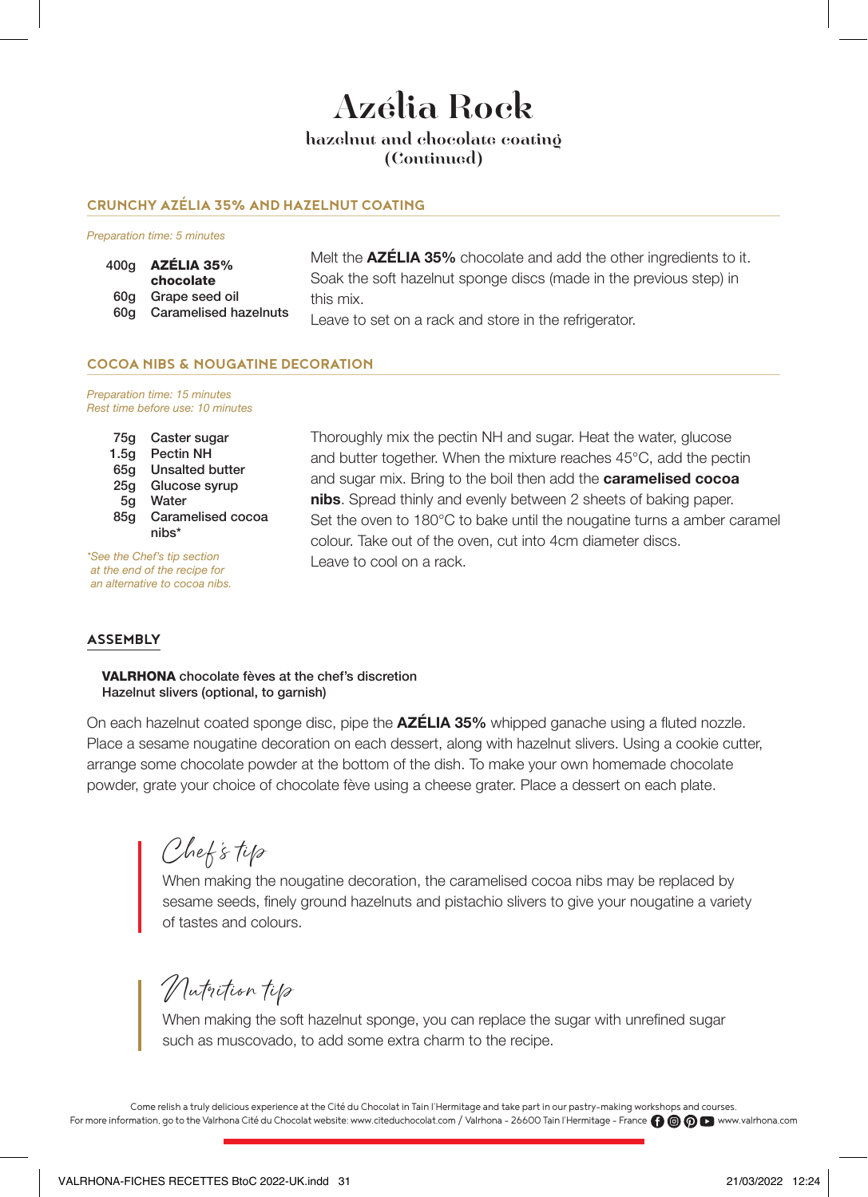# Azélia Rock

## hazelnut and chocolate coating
## (Continued)

### CRUNCHY AZÉLIA 35% AND HAZELNUT COATING

*Preparation time: 5 minutes*

- 400g **AZÉLIA 35% chocolate**
- 60g Grape seed oil
- 60g Caramelised hazelnuts

Melt the **AZÉLIA 35%** chocolate and add the other ingredients to it. Soak the soft hazelnut sponge discs (made in the previous step) in this mix.
Leave to set on a rack and store in the refrigerator.

### COCOA NIBS & NOUGATINE DECORATION

*Preparation time: 15 minutes*
*Rest time before use: 10 minutes*

- 75g Caster sugar
- 1.5g Pectin NH
- 65g Unsalted butter
- 25g Glucose syrup
- 5g Water
- 85g Caramelised cocoa nibs*

**See the Chef's tip section at the end of the recipe for an alternative to cocoa nibs.*

Thoroughly mix the pectin NH and sugar. Heat the water, glucose and butter together. When the mixture reaches 45°C, add the pectin and sugar mix. Bring to the boil then add the **caramelised cocoa nibs**. Spread thinly and evenly between 2 sheets of baking paper. Set the oven to 180°C to bake until the nougatine turns a amber caramel colour. Take out of the oven, cut into 4cm diameter discs.
Leave to cool on a rack.

### ASSEMBLY

**VALRHONA chocolate fèves at the chef's discretion**
**Hazelnut slivers (optional, to garnish)**

On each hazelnut coated sponge disc, pipe the **AZÉLIA 35%** whipped ganache using a fluted nozzle. Place a sesame nougatine decoration on each dessert, along with hazelnut slivers. Using a cookie cutter, arrange some chocolate powder at the bottom of the dish. To make your own homemade chocolate powder, grate your choice of chocolate fève using a cheese grater. Place a dessert on each plate.

#### Chef's tip

When making the nougatine decoration, the caramelised cocoa nibs may be replaced by sesame seeds, finely ground hazelnuts and pistachio slivers to give your nougatine a variety of tastes and colours.

#### Nutrition tip

When making the soft hazelnut sponge, you can replace the sugar with unrefined sugar such as muscovado, to add some extra charm to the recipe.

Come relish a truly delicious experience at the Cité du Chocolat in Tain l'Hermitage and take part in our pastry-making workshops and courses.
For more information, go to the Valrhona Cité du Chocolat website: www.citeduchocolat.com / Valrhona - 26600 Tain l'Hermitage - France www.valrhona.com